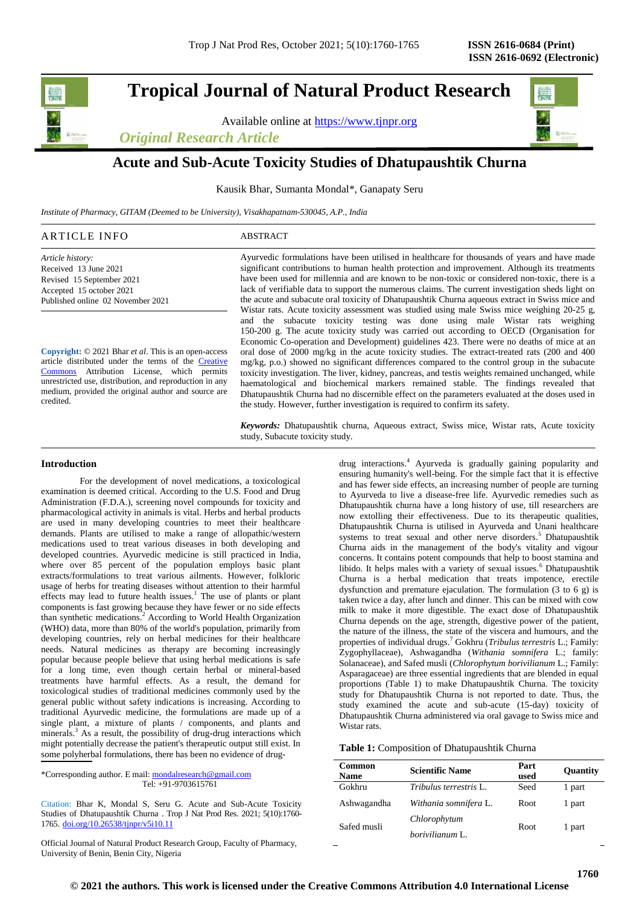# Tropical Journal of Natural Product Research

Available online at https://www.tjnpr.org

*Original Research Article*

## Acute and Sub-Acute Toxicity Studies of Dhatupaushtik Churna

Kausik Bhar, Sumanta Mondal*, Ganapaty Seru

*Institute of Pharmacy, GITAM (Deemed to be University), Visakhapatnam-530045, A.P., India*

### ARTICLE INFO

*Article history:*
Received 13 June 2021
Revised 15 September 2021
Accepted 15 october 2021
Published online 02 November 2021

**Copyright:** © 2021 Bhar *et al*. This is an open-access article distributed under the terms of the Creative Commons Attribution License, which permits unrestricted use, distribution, and reproduction in any medium, provided the original author and source are credited.

### ABSTRACT

Ayurvedic formulations have been utilised in healthcare for thousands of years and have made significant contributions to human health protection and improvement. Although its treatments have been used for millennia and are known to be non-toxic or considered non-toxic, there is a lack of verifiable data to support the numerous claims. The current investigation sheds light on the acute and subacute oral toxicity of Dhatupaushtik Churna aqueous extract in Swiss mice and Wistar rats. Acute toxicity assessment was studied using male Swiss mice weighing 20-25 g, and the subacute toxicity testing was done using male Wistar rats weighing 150-200 g. The acute toxicity study was carried out according to OECD (Organisation for Economic Co-operation and Development) guidelines 423. There were no deaths of mice at an oral dose of 2000 mg/kg in the acute toxicity studies. The extract-treated rats (200 and 400 mg/kg, p.o.) showed no significant differences compared to the control group in the subacute toxicity investigation. The liver, kidney, pancreas, and testis weights remained unchanged, while haematological and biochemical markers remained stable. The findings revealed that Dhatupaushtik Churna had no discernible effect on the parameters evaluated at the doses used in the study. However, further investigation is required to confirm its safety.

***Keywords:*** Dhatupaushtik churna, Aqueous extract, Swiss mice, Wistar rats, Acute toxicity study, Subacute toxicity study.

## Introduction

For the development of novel medications, a toxicological examination is deemed critical. According to the U.S. Food and Drug Administration (F.D.A.), screening novel compounds for toxicity and pharmacological activity in animals is vital. Herbs and herbal products are used in many developing countries to meet their healthcare demands. Plants are utilised to make a range of allopathic/western medications used to treat various diseases in both developing and developed countries. Ayurvedic medicine is still practiced in India, where over 85 percent of the population employs basic plant extracts/formulations to treat various ailments. However, folkloric usage of herbs for treating diseases without attention to their harmful effects may lead to future health issues.[1] The use of plants or plant components is fast growing because they have fewer or no side effects than synthetic medications.[2] According to World Health Organization (WHO) data, more than 80% of the world's population, primarily from developing countries, rely on herbal medicines for their healthcare needs. Natural medicines as therapy are becoming increasingly popular because people believe that using herbal medications is safe for a long time, even though certain herbal or mineral-based treatments have harmful effects. As a result, the demand for toxicological studies of traditional medicines commonly used by the general public without safety indications is increasing. According to traditional Ayurvedic medicine, the formulations are made up of a single plant, a mixture of plants / components, and plants and minerals.[3] As a result, the possibility of drug-drug interactions which might potentially decrease the patient's therapeutic output still exist. In some polyherbal formulations, there has been no evidence of drug-drug interactions.[4] Ayurveda is gradually gaining popularity and ensuring humanity's well-being. For the simple fact that it is effective and has fewer side effects, an increasing number of people are turning to Ayurveda to live a disease-free life. Ayurvedic remedies such as Dhatupaushtik churna have a long history of use, till researchers are now extolling their effectiveness. Due to its therapeutic qualities, Dhatupaushtik Churna is utilised in Ayurveda and Unani healthcare systems to treat sexual and other nerve disorders.[5] Dhatupaushtik Churna aids in the management of the body's vitality and vigour concerns. It contains potent compounds that help to boost stamina and libido. It helps males with a variety of sexual issues.[6] Dhatupaushtik Churna is a herbal medication that treats impotence, erectile dysfunction and premature ejaculation. The formulation (3 to 6 g) is taken twice a day, after lunch and dinner. This can be mixed with cow milk to make it more digestible. The exact dose of Dhatupaushtik Churna depends on the age, strength, digestive power of the patient, the nature of the illness, the state of the viscera and humours, and the properties of individual drugs.[7] Gokhru (*Tribulus terrestris* L.; Family: Zygophyllaceae), Ashwagandha (*Withania somnifera* L.; family: Solanaceae), and Safed musli (*Chlorophytum borivilianum* L.; Family: Asparagaceae) are three essential ingredients that are blended in equal proportions (Table 1) to make Dhatupaushtik Churna. The toxicity study for Dhatupaushtik Churna is not reported to date. Thus, the study examined the acute and sub-acute (15-day) toxicity of Dhatupaushtik Churna administered via oral gavage to Swiss mice and Wistar rats.

**Table 1:** Composition of Dhatupaushtik Churna

| Common Name | Scientific Name | Part used | Quantity |
|---|---|---|---|
| Gokhru | *Tribulus terrestris* L. | Seed | 1 part |
| Ashwagandha | *Withania somnifera* L. | Root | 1 part |
| Safed musli | *Chlorophytum borivilianum* L. | Root | 1 part |

*Corresponding author. E mail: mondalresearch@gmail.com
Tel: +91-9703615761

Citation: Bhar K, Mondal S, Seru G. Acute and Sub-Acute Toxicity Studies of Dhatupaushtik Churna . Trop J Nat Prod Res. 2021; 5(10):1760-1765. doi.org/10.26538/tjnpr/v5i10.11

Official Journal of Natural Product Research Group, Faculty of Pharmacy, University of Benin, Benin City, Nigeria

© 2021 the authors. This work is licensed under the Creative Commons Attribution 4.0 International License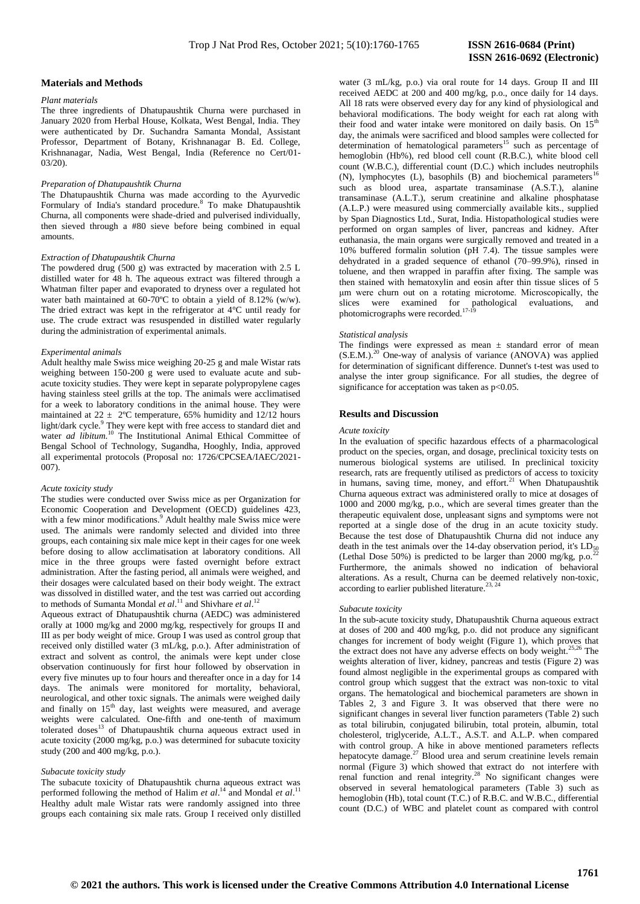## Materials and Methods

### *Plant materials*

The three ingredients of Dhatupaushtik Churna were purchased in January 2020 from Herbal House, Kolkata, West Bengal, India. They were authenticated by Dr. Suchandra Samanta Mondal, Assistant Professor, Department of Botany, Krishnanagar B. Ed. College, Krishnanagar, Nadia, West Bengal, India (Reference no Cert/01-03/20).

### *Preparation of Dhatupaushtik Churna*

The Dhatupaushtik Churna was made according to the Ayurvedic Formulary of India's standard procedure.[8] To make Dhatupaushtik Churna, all components were shade-dried and pulverised individually, then sieved through a #80 sieve before being combined in equal amounts.

### *Extraction of Dhatupaushtik Churna*

The powdered drug (500 g) was extracted by maceration with 2.5 L distilled water for 48 h. The aqueous extract was filtered through a Whatman filter paper and evaporated to dryness over a regulated hot water bath maintained at 60-70ºC to obtain a yield of 8.12% (w/w). The dried extract was kept in the refrigerator at 4°C until ready for use. The crude extract was resuspended in distilled water regularly during the administration of experimental animals.

### *Experimental animals*

Adult healthy male Swiss mice weighing 20-25 g and male Wistar rats weighing between 150-200 g were used to evaluate acute and sub-acute toxicity studies. They were kept in separate polypropylene cages having stainless steel grills at the top. The animals were acclimatised for a week to laboratory conditions in the animal house. They were maintained at 22 ± 2ºC temperature, 65% humidity and 12/12 hours light/dark cycle.[9] They were kept with free access to standard diet and water *ad libitum*.[10] The Institutional Animal Ethical Committee of Bengal School of Technology, Sugandha, Hooghly, India, approved all experimental protocols (Proposal no: 1726/CPCSEA/IAEC/2021-007).

### *Acute toxicity study*

The studies were conducted over Swiss mice as per Organization for Economic Cooperation and Development (OECD) guidelines 423, with a few minor modifications.[9] Adult healthy male Swiss mice were used. The animals were randomly selected and divided into three groups, each containing six male mice kept in their cages for one week before dosing to allow acclimatisation at laboratory conditions. All mice in the three groups were fasted overnight before extract administration. After the fasting period, all animals were weighed, and their dosages were calculated based on their body weight. The extract was dissolved in distilled water, and the test was carried out according to methods of Sumanta Mondal *et al*.[11] and Shivhare *et al*.[12]

Aqueous extract of Dhatupaushtik churna (AEDC) was administered orally at 1000 mg/kg and 2000 mg/kg, respectively for groups II and III as per body weight of mice. Group I was used as control group that received only distilled water (3 mL/kg, p.o.). After administration of extract and solvent as control, the animals were kept under close observation continuously for first hour followed by observation in every five minutes up to four hours and thereafter once in a day for 14 days. The animals were monitored for mortality, behavioral, neurological, and other toxic signals. The animals were weighed daily and finally on 15[th] day, last weights were measured, and average weights were calculated. One-fifth and one-tenth of maximum tolerated doses[13] of Dhatupaushtik churna aqueous extract used in acute toxicity (2000 mg/kg, p.o.) was determined for subacute toxicity study (200 and 400 mg/kg, p.o.).

### *Subacute toxicity study*

The subacute toxicity of Dhatupaushtik churna aqueous extract was performed following the method of Halim *et al*.[14] and Mondal *et al*.[11] Healthy adult male Wistar rats were randomly assigned into three groups each containing six male rats. Group I received only distilled water (3 mL/kg, p.o.) via oral route for 14 days. Group II and III received AEDC at 200 and 400 mg/kg, p.o., once daily for 14 days. All 18 rats were observed every day for any kind of physiological and behavioral modifications. The body weight for each rat along with their food and water intake were monitored on daily basis. On 15[th] day, the animals were sacrificed and blood samples were collected for determination of hematological parameters[15] such as percentage of hemoglobin (Hb%), red blood cell count (R.B.C.), white blood cell count (W.B.C.), differential count (D.C.) which includes neutrophils (N), lymphocytes (L), basophils (B) and biochemical parameters[16] such as blood urea, aspartate transaminase (A.S.T.), alanine transaminase (A.L.T.), serum creatinine and alkaline phosphatase (A.L.P.) were measured using commercially available kits., supplied by Span Diagnostics Ltd., Surat, India. Histopathological studies were performed on organ samples of liver, pancreas and kidney. After euthanasia, the main organs were surgically removed and treated in a 10% buffered formalin solution (pH 7.4). The tissue samples were dehydrated in a graded sequence of ethanol (70–99.9%), rinsed in toluene, and then wrapped in paraffin after fixing. The sample was then stained with hematoxylin and eosin after thin tissue slices of 5 μm were churn out on a rotating microtome. Microscopically, the slices were examined for pathological evaluations, and photomicrographs were recorded.[17-19]

### *Statistical analysis*

The findings were expressed as mean ± standard error of mean (S.E.M.).[20] One-way of analysis of variance (ANOVA) was applied for determination of significant difference. Dunnet's t-test was used to analyse the inter group significance. For all studies, the degree of significance for acceptation was taken as $p<0.05$.

## Results and Discussion

### *Acute toxicity*

In the evaluation of specific hazardous effects of a pharmacological product on the species, organ, and dosage, preclinical toxicity tests on numerous biological systems are utilised. In preclinical toxicity research, rats are frequently utilised as predictors of access to toxicity in humans, saving time, money, and effort.[21] When Dhatupaushtik Churna aqueous extract was administered orally to mice at dosages of 1000 and 2000 mg/kg, p.o., which are several times greater than the therapeutic equivalent dose, unpleasant signs and symptoms were not reported at a single dose of the drug in an acute toxicity study. Because the test dose of Dhatupaushtik Churna did not induce any death in the test animals over the 14-day observation period, it's $LD_{50}$ (Lethal Dose 50%) is predicted to be larger than 2000 mg/kg, p.o.[22] Furthermore, the animals showed no indication of behavioral alterations. As a result, Churna can be deemed relatively non-toxic, according to earlier published literature.[23, 24]

### *Subacute toxicity*

In the sub-acute toxicity study, Dhatupaushtik Churna aqueous extract at doses of 200 and 400 mg/kg, p.o. did not produce any significant changes for increment of body weight (Figure 1), which proves that the extract does not have any adverse effects on body weight.[25,26] The weights alteration of liver, kidney, pancreas and testis (Figure 2) was found almost negligible in the experimental groups as compared with control group which suggest that the extract was non-toxic to vital organs. The hematological and biochemical parameters are shown in Tables 2, 3 and Figure 3. It was observed that there were no significant changes in several liver function parameters (Table 2) such as total bilirubin, conjugated bilirubin, total protein, albumin, total cholesterol, triglyceride, A.L.T., A.S.T. and A.L.P. when compared with control group. A hike in above mentioned parameters reflects hepatocyte damage.[27] Blood urea and serum creatinine levels remain normal (Figure 3) which showed that extract do not interfere with renal function and renal integrity.[28] No significant changes were observed in several hematological parameters (Table 3) such as hemoglobin (Hb), total count (T.C.) of R.B.C. and W.B.C., differential count (D.C.) of WBC and platelet count as compared with control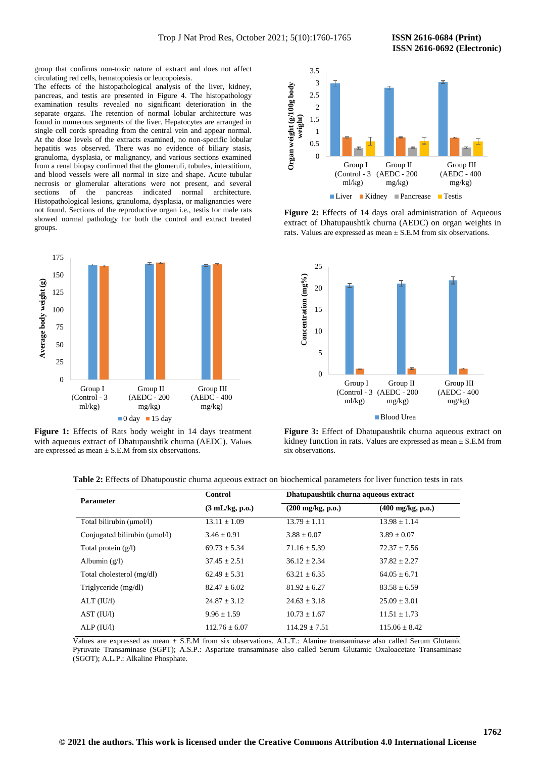group that confirms non-toxic nature of extract and does not affect circulating red cells, hematopoiesis or leucopoiesis.

The effects of the histopathological analysis of the liver, kidney, pancreas, and testis are presented in Figure 4. The histopathology examination results revealed no significant deterioration in the separate organs. The retention of normal lobular architecture was found in numerous segments of the liver. Hepatocytes are arranged in single cell cords spreading from the central vein and appear normal. At the dose levels of the extracts examined, no non-specific lobular hepatitis was observed. There was no evidence of biliary stasis, granuloma, dysplasia, or malignancy, and various sections examined from a renal biopsy confirmed that the glomeruli, tubules, interstitium, and blood vessels were all normal in size and shape. Acute tubular necrosis or glomerular alterations were not present, and several sections of the pancreas indicated normal architecture. Histopathological lesions, granuloma, dysplasia, or malignancies were not found. Sections of the reproductive organ i.e., testis for male rats showed normal pathology for both the control and extract treated groups.

**Figure 1:** Effects of Rats body weight in 14 days treatment with aqueous extract of Dhatupaushtik churna (AEDC). Values are expressed as mean ± S.E.M from six observations.

**Figure 2:** Effects of 14 days oral administration of Aqueous extract of Dhatupaushtik churna (AEDC) on organ weights in rats. Values are expressed as mean ± S.E.M from six observations.

**Figure 3:** Effect of Dhatupaushtik churna aqueous extract on kidney function in rats. Values are expressed as mean ± S.E.M from six observations.

**Table 2:** Effects of Dhatupoustic churna aqueous extract on biochemical parameters for liver function tests in rats

| Parameter | Control | Dhatupaushtik churna aqueous extract | |
|---|---|---|---|
| | (3 mL/kg, p.o.) | (200 mg/kg, p.o.) | (400 mg/kg, p.o.) |
| Total bilirubin (µmol/l) | 13.11 ± 1.09 | 13.79 ± 1.11 | 13.98 ± 1.14 |
| Conjugated bilirubin (µmol/l) | 3.46 ± 0.91 | 3.88 ± 0.07 | 3.89 ± 0.07 |
| Total protein (g/l) | 69.73 ± 5.34 | 71.16 ± 5.39 | 72.37 ± 7.56 |
| Albumin (g/l) | 37.45 ± 2.51 | 36.12 ± 2.34 | 37.82 ± 2.27 |
| Total cholesterol (mg/dl) | 62.49 ± 5.31 | 63.21 ± 6.35 | 64.05 ± 6.71 |
| Triglyceride (mg/dl) | 82.47 ± 6.02 | 81.92 ± 6.27 | 83.58 ± 6.59 |
| ALT (IU/l) | 24.87 ± 3.12 | 24.63 ± 3.18 | 25.09 ± 3.01 |
| AST (IU/l) | 9.96 ± 1.59 | 10.73 ± 1.67 | 11.51 ± 1.73 |
| ALP (IU/l) | 112.76 ± 6.07 | 114.29 ± 7.51 | 115.06 ± 8.42 |

Values are expressed as mean ± S.E.M from six observations. A.L.T.: Alanine transaminase also called Serum Glutamic Pyruvate Transaminase (SGPT); A.S.P.: Aspartate transaminase also called Serum Glutamic Oxaloacetate Transaminase (SGOT); A.L.P.: Alkaline Phosphate.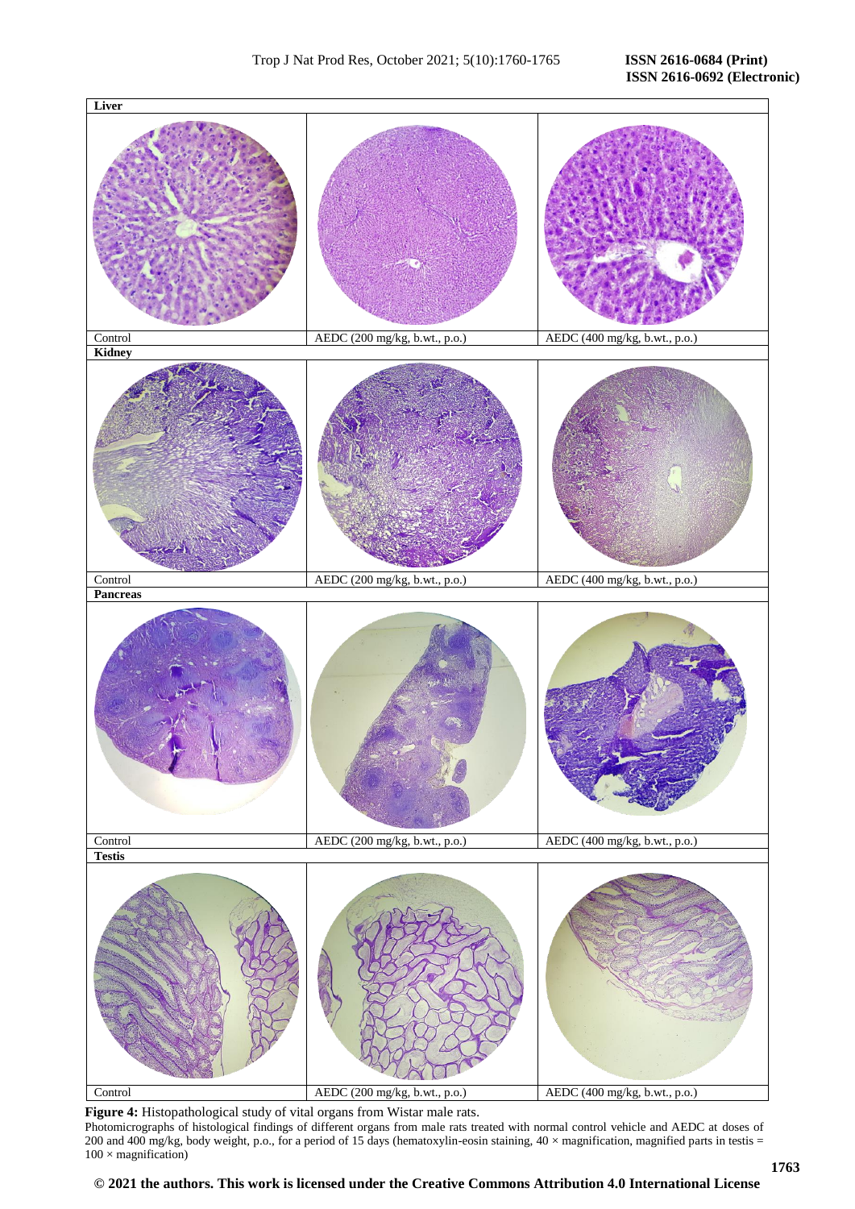| Liver | | |
|---|---|---|
| Control | AEDC (200 mg/kg, b.wt., p.o.) | AEDC (400 mg/kg, b.wt., p.o.) |
| **Kidney** | | |
| Control | AEDC (200 mg/kg, b.wt., p.o.) | AEDC (400 mg/kg, b.wt., p.o.) |
| **Pancreas** | | |
| Control | AEDC (200 mg/kg, b.wt., p.o.) | AEDC (400 mg/kg, b.wt., p.o.) |
| **Testis** | | |
| Control | AEDC (200 mg/kg, b.wt., p.o.) | AEDC (400 mg/kg, b.wt., p.o.) |

**Figure 4:** Histopathological study of vital organs from Wistar male rats.

Photomicrographs of histological findings of different organs from male rats treated with normal control vehicle and AEDC at doses of 200 and 400 mg/kg, body weight, p.o., for a period of 15 days (hematoxylin-eosin staining, 40 × magnification, magnified parts in testis = 100 × magnification)

**© 2021 the authors. This work is licensed under the Creative Commons Attribution 4.0 International License**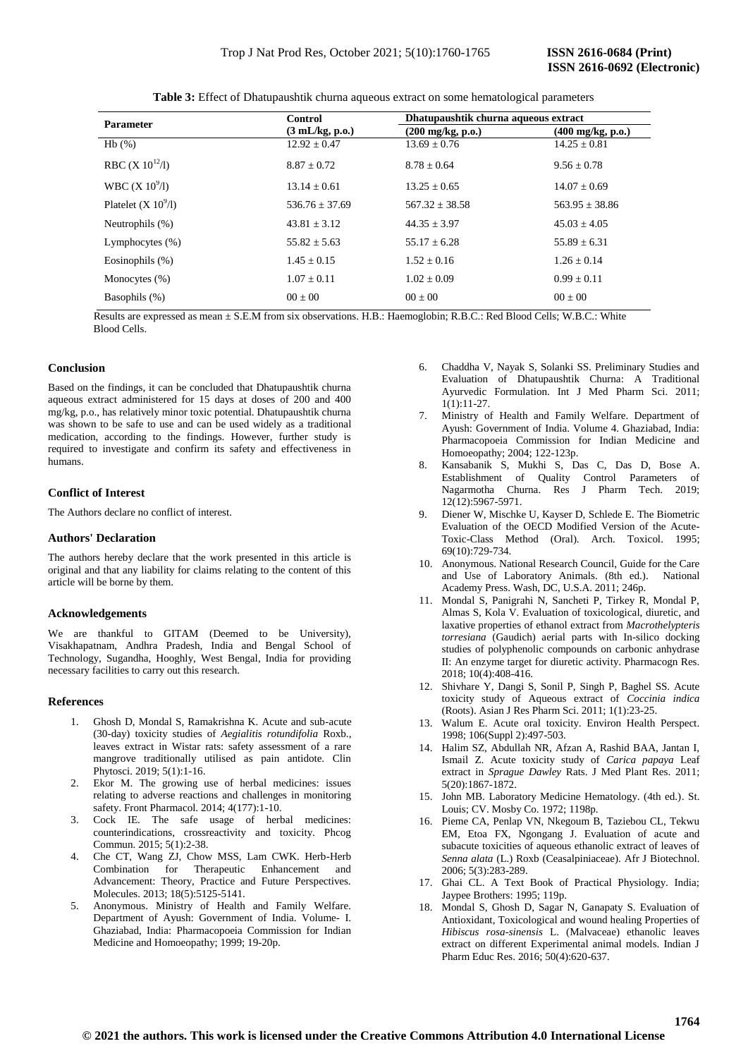**Table 3:** Effect of Dhatupaushtik churna aqueous extract on some hematological parameters

| Parameter | Control (3 mL/kg, p.o.) | Dhatupaushtik churna aqueous extract (200 mg/kg, p.o.) | (400 mg/kg, p.o.) |
|---|---|---|---|
| Hb (%) | 12.92 ± 0.47 | 13.69 ± 0.76 | 14.25 ± 0.81 |
| RBC (X $10^{12}$/l) | 8.87 ± 0.72 | 8.78 ± 0.64 | 9.56 ± 0.78 |
| WBC (X $10^{9}$/l) | 13.14 ± 0.61 | 13.25 ± 0.65 | 14.07 ± 0.69 |
| Platelet (X $10^{9}$/l) | 536.76 ± 37.69 | 567.32 ± 38.58 | 563.95 ± 38.86 |
| Neutrophils (%) | 43.81 ± 3.12 | 44.35 ± 3.97 | 45.03 ± 4.05 |
| Lymphocytes (%) | 55.82 ± 5.63 | 55.17 ± 6.28 | 55.89 ± 6.31 |
| Eosinophils (%) | 1.45 ± 0.15 | 1.52 ± 0.16 | 1.26 ± 0.14 |
| Monocytes (%) | 1.07 ± 0.11 | 1.02 ± 0.09 | 0.99 ± 0.11 |
| Basophils (%) | 00 ± 00 | 00 ± 00 | 00 ± 00 |

Results are expressed as mean ± S.E.M from six observations. H.B.: Haemoglobin; R.B.C.: Red Blood Cells; W.B.C.: White Blood Cells.

### Conclusion

Based on the findings, it can be concluded that Dhatupaushtik churna aqueous extract administered for 15 days at doses of 200 and 400 mg/kg, p.o., has relatively minor toxic potential. Dhatupaushtik churna was shown to be safe to use and can be used widely as a traditional medication, according to the findings. However, further study is required to investigate and confirm its safety and effectiveness in humans.

### Conflict of Interest

The Authors declare no conflict of interest.

### Authors' Declaration

The authors hereby declare that the work presented in this article is original and that any liability for claims relating to the content of this article will be borne by them.

### Acknowledgements

We are thankful to GITAM (Deemed to be University), Visakhapatnam, Andhra Pradesh, India and Bengal School of Technology, Sugandha, Hooghly, West Bengal, India for providing necessary facilities to carry out this research.

### References

1. Ghosh D, Mondal S, Ramakrishna K. Acute and sub-acute (30-day) toxicity studies of *Aegialitis rotundifolia* Roxb., leaves extract in Wistar rats: safety assessment of a rare mangrove traditionally utilised as pain antidote. Clin Phytosci. 2019; 5(1):1-16.
2. Ekor M. The growing use of herbal medicines: issues relating to adverse reactions and challenges in monitoring safety. Front Pharmacol. 2014; 4(177):1-10.
3. Cock IE. The safe usage of herbal medicines: counterindications, crossreactivity and toxicity. Phcog Commun. 2015; 5(1):2-38.
4. Che CT, Wang ZJ, Chow MSS, Lam CWK. Herb-Herb Combination for Therapeutic Enhancement and Advancement: Theory, Practice and Future Perspectives. Molecules. 2013; 18(5):5125-5141.
5. Anonymous. Ministry of Health and Family Welfare. Department of Ayush: Government of India. Volume- I. Ghaziabad, India: Pharmacopoeia Commission for Indian Medicine and Homoeopathy; 1999; 19-20p.
6. Chaddha V, Nayak S, Solanki SS. Preliminary Studies and Evaluation of Dhatupaushtik Churna: A Traditional Ayurvedic Formulation. Int J Med Pharm Sci. 2011; 1(1):11-27.
7. Ministry of Health and Family Welfare. Department of Ayush: Government of India. Volume 4. Ghaziabad, India: Pharmacopoeia Commission for Indian Medicine and Homoeopathy; 2004; 122-123p.
8. Kansabanik S, Mukhi S, Das C, Das D, Bose A. Establishment of Quality Control Parameters of Nagarmotha Churna. Res J Pharm Tech. 2019; 12(12):5967-5971.
9. Diener W, Mischke U, Kayser D, Schlede E. The Biometric Evaluation of the OECD Modified Version of the Acute-Toxic-Class Method (Oral). Arch. Toxicol. 1995; 69(10):729-734.
10. Anonymous. National Research Council, Guide for the Care and Use of Laboratory Animals. (8th ed.). National Academy Press. Wash, DC, U.S.A. 2011; 246p.
11. Mondal S, Panigrahi N, Sancheti P, Tirkey R, Mondal P, Almas S, Kola V. Evaluation of toxicological, diuretic, and laxative properties of ethanol extract from *Macrothelypteris torresiana* (Gaudich) aerial parts with In-silico docking studies of polyphenolic compounds on carbonic anhydrase II: An enzyme target for diuretic activity. Pharmacogn Res. 2018; 10(4):408-416.
12. Shivhare Y, Dangi S, Sonil P, Singh P, Baghel SS. Acute toxicity study of Aqueous extract of *Coccinia indica* (Roots). Asian J Res Pharm Sci. 2011; 1(1):23-25.
13. Walum E. Acute oral toxicity. Environ Health Perspect. 1998; 106(Suppl 2):497-503.
14. Halim SZ, Abdullah NR, Afzan A, Rashid BAA, Jantan I, Ismail Z. Acute toxicity study of *Carica papaya* Leaf extract in *Sprague Dawley* Rats. J Med Plant Res. 2011; 5(20):1867-1872.
15. John MB. Laboratory Medicine Hematology. (4th ed.). St. Louis; CV. Mosby Co. 1972; 1198p.
16. Pieme CA, Penlap VN, Nkegoum B, Taziebou CL, Tekwu EM, Etoa FX, Ngongang J. Evaluation of acute and subacute toxicities of aqueous ethanolic extract of leaves of *Senna alata* (L.) Roxb (Ceasalpiniaceae). Afr J Biotechnol. 2006; 5(3):283-289.
17. Ghai CL. A Text Book of Practical Physiology. India; Jaypee Brothers: 1995; 119p.
18. Mondal S, Ghosh D, Sagar N, Ganapaty S. Evaluation of Antioxidant, Toxicological and wound healing Properties of *Hibiscus rosa-sinensis* L. (Malvaceae) ethanolic leaves extract on different Experimental animal models. Indian J Pharm Educ Res. 2016; 50(4):620-637.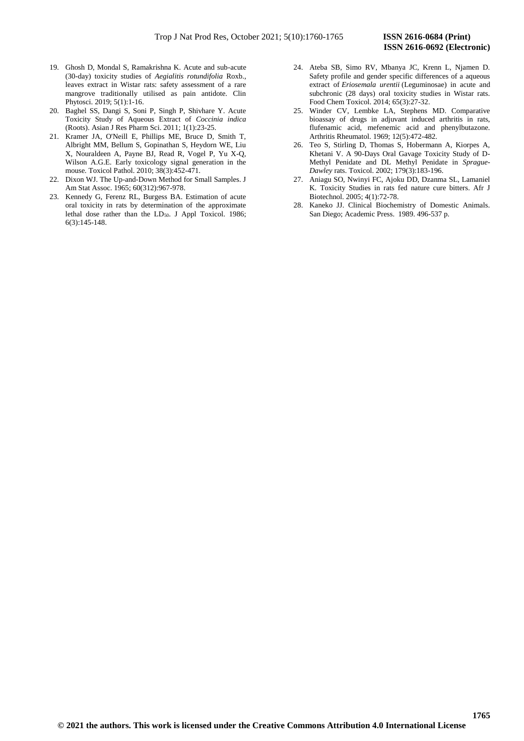19. Ghosh D, Mondal S, Ramakrishna K. Acute and sub-acute (30-day) toxicity studies of *Aegialitis rotundifolia* Roxb., leaves extract in Wistar rats: safety assessment of a rare mangrove traditionally utilised as pain antidote. Clin Phytosci. 2019; 5(1):1-16.
20. Baghel SS, Dangi S, Soni P, Singh P, Shivhare Y. Acute Toxicity Study of Aqueous Extract of *Coccinia indica* (Roots). Asian J Res Pharm Sci. 2011; 1(1):23-25.
21. Kramer JA, O'Neill E, Phillips ME, Bruce D, Smith T, Albright MM, Bellum S, Gopinathan S, Heydorn WE, Liu X, Nouraldeen A, Payne BJ, Read R, Vogel P, Yu X-Q, Wilson A.G.E. Early toxicology signal generation in the mouse. Toxicol Pathol. 2010; 38(3):452-471.
22. Dixon WJ. The Up-and-Down Method for Small Samples. J Am Stat Assoc. 1965; 60(312):967-978.
23. Kennedy G, Ferenz RL, Burgess BA. Estimation of acute oral toxicity in rats by determination of the approximate lethal dose rather than the $LD_{50}$. J Appl Toxicol. 1986; 6(3):145-148.
24. Ateba SB, Simo RV, Mbanya JC, Krenn L, Njamen D. Safety profile and gender specific differences of a aqueous extract of *Eriosemala urentii* (Leguminosae) in acute and subchronic (28 days) oral toxicity studies in Wistar rats. Food Chem Toxicol. 2014; 65(3):27-32.
25. Winder CV, Lembke LA, Stephens MD. Comparative bioassay of drugs in adjuvant induced arthritis in rats, flufenamic acid, mefenemic acid and phenylbutazone. Arthritis Rheumatol. 1969; 12(5):472-482.
26. Teo S, Stirling D, Thomas S, Hobermann A, Kiorpes A, Khetani V. A 90-Days Oral Gavage Toxicity Study of D-Methyl Penidate and DL Methyl Penidate in *Sprague-Dawley* rats. Toxicol. 2002; 179(3):183-196.
27. Aniagu SO, Nwinyi FC, Ajoku DD, Dzanma SL, Lamaniel K. Toxicity Studies in rats fed nature cure bitters. Afr J Biotechnol. 2005; 4(1):72-78.
28. Kaneko JJ. Clinical Biochemistry of Domestic Animals. San Diego; Academic Press. 1989. 496-537 p.